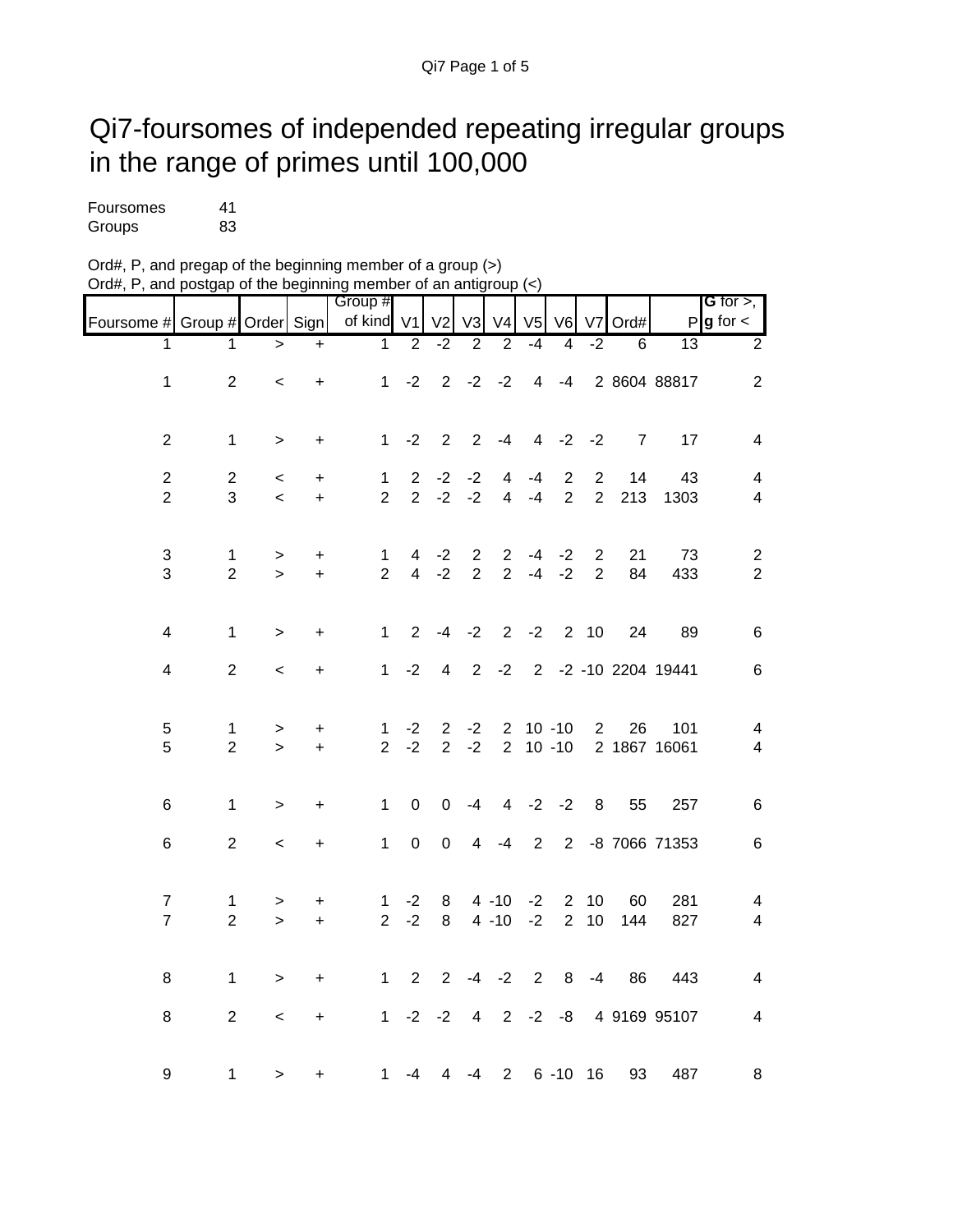# Qi7-foursomes of independed repeating irregular groups in the range of primes until 100,000

Foursomes 41
Groups 83

Ord#, P, and pregap of the beginning member of a group (>)
Ord#, P, and postgap of the beginning member of an antigroup (<)

| Foursome # | Group # | Order | Sign | Group # of kind | V1 | V2 | V3 | V4 | V5 | V6 | V7 | Ord# | P | G for >, g for < |
|---|---|---|---|---|---|---|---|---|---|---|---|---|---|---|
| 1 | 1 | > | + | 1 | 2 | -2 | 2 | 2 | -4 | 4 | -2 | 6 | 13 | 2 |
| 1 | 2 | < | + | 1 | -2 | 2 | -2 | -2 | 4 | -4 | 2 | 8604 | 88817 | 2 |
| 2 | 1 | > | + | 1 | -2 | 2 | 2 | -4 | 4 | -2 | -2 | 7 | 17 | 4 |
| 2 | 2 | < | + | 1 | 2 | -2 | -2 | 4 | -4 | 2 | 2 | 14 | 43 | 4 |
| 2 | 3 | < | + | 2 | 2 | -2 | -2 | 4 | -4 | 2 | 2 | 213 | 1303 | 4 |
| 3 | 1 | > | + | 1 | 4 | -2 | 2 | 2 | -4 | -2 | 2 | 21 | 73 | 2 |
| 3 | 2 | > | + | 2 | 4 | -2 | 2 | 2 | -4 | -2 | 2 | 84 | 433 | 2 |
| 4 | 1 | > | + | 1 | 2 | -4 | -2 | 2 | -2 | 2 | 10 | 24 | 89 | 6 |
| 4 | 2 | < | + | 1 | -2 | 4 | 2 | -2 | 2 | -2 | -10 | 2204 | 19441 | 6 |
| 5 | 1 | > | + | 1 | -2 | 2 | -2 | 2 | 10 | -10 | 2 | 26 | 101 | 4 |
| 5 | 2 | > | + | 2 | -2 | 2 | -2 | 2 | 10 | -10 | 2 | 1867 | 16061 | 4 |
| 6 | 1 | > | + | 1 | 0 | 0 | -4 | 4 | -2 | -2 | 8 | 55 | 257 | 6 |
| 6 | 2 | < | + | 1 | 0 | 0 | 4 | -4 | 2 | 2 | -8 | 7066 | 71353 | 6 |
| 7 | 1 | > | + | 1 | -2 | 8 | 4 | -10 | -2 | 2 | 10 | 60 | 281 | 4 |
| 7 | 2 | > | + | 2 | -2 | 8 | 4 | -10 | -2 | 2 | 10 | 144 | 827 | 4 |
| 8 | 1 | > | + | 1 | 2 | 2 | -4 | -2 | 2 | 8 | -4 | 86 | 443 | 4 |
| 8 | 2 | < | + | 1 | -2 | -2 | 4 | 2 | -2 | -8 | 4 | 9169 | 95107 | 4 |
| 9 | 1 | > | + | 1 | -4 | 4 | -4 | 2 | 6 | -10 | 16 | 93 | 487 | 8 |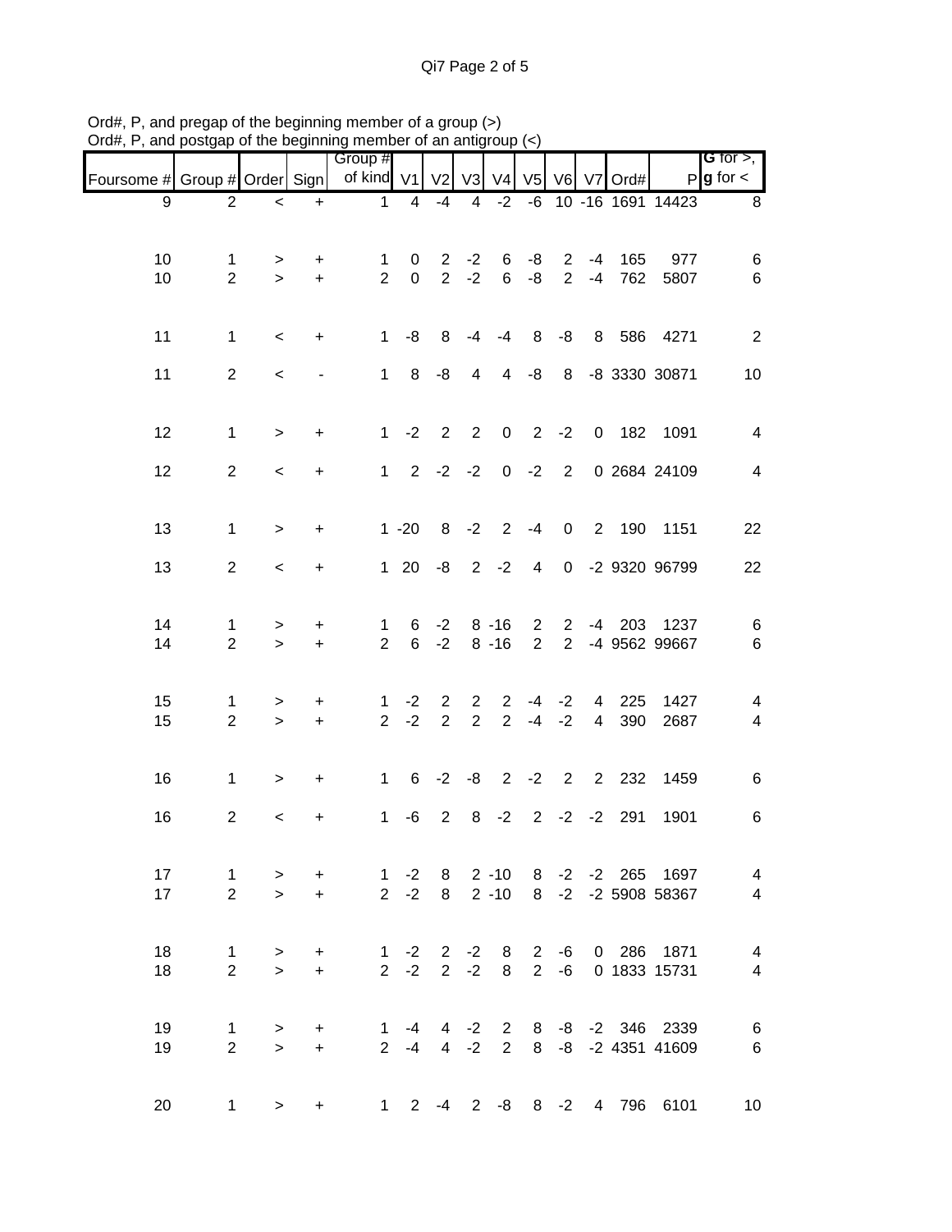Ord#, P, and pregap of the beginning member of a group (>)
Ord#, P, and postgap of the beginning member of an antigroup (<)

| Foursome # | Group # | Order | Sign | Group # of kind | V1 | V2 | V3 | V4 | V5 | V6 | V7 | Ord# | P | G for >, g for < |
|---|---|---|---|---|---|---|---|---|---|---|---|---|---|---|
| 9 | 2 | < | + | 1 | 4 | -4 | 4 | -2 | -6 | 10 | -16 | 1691 | 14423 | 8 |
| 10 | 1 | > | + | 1 | 0 | 2 | -2 | 6 | -8 | 2 | -4 | 165 | 977 | 6 |
| 10 | 2 | > | + | 2 | 0 | 2 | -2 | 6 | -8 | 2 | -4 | 762 | 5807 | 6 |
| 11 | 1 | < | + | 1 | -8 | 8 | -4 | -4 | 8 | -8 | 8 | 586 | 4271 | 2 |
| 11 | 2 | < | - | 1 | 8 | -8 | 4 | 4 | -8 | 8 | -8 | 3330 | 30871 | 10 |
| 12 | 1 | > | + | 1 | -2 | 2 | 2 | 0 | 2 | -2 | 0 | 182 | 1091 | 4 |
| 12 | 2 | < | + | 1 | 2 | -2 | -2 | 0 | -2 | 2 | 0 | 2684 | 24109 | 4 |
| 13 | 1 | > | + | 1 | -20 | 8 | -2 | 2 | -4 | 0 | 2 | 190 | 1151 | 22 |
| 13 | 2 | < | + | 1 | 20 | -8 | 2 | -2 | 4 | 0 | -2 | 9320 | 96799 | 22 |
| 14 | 1 | > | + | 1 | 6 | -2 | 8 | -16 | 2 | 2 | -4 | 203 | 1237 | 6 |
| 14 | 2 | > | + | 2 | 6 | -2 | 8 | -16 | 2 | 2 | -4 | 9562 | 99667 | 6 |
| 15 | 1 | > | + | 1 | -2 | 2 | 2 | 2 | -4 | -2 | 4 | 225 | 1427 | 4 |
| 15 | 2 | > | + | 2 | -2 | 2 | 2 | 2 | -4 | -2 | 4 | 390 | 2687 | 4 |
| 16 | 1 | > | + | 1 | 6 | -2 | -8 | 2 | -2 | 2 | 2 | 232 | 1459 | 6 |
| 16 | 2 | < | + | 1 | -6 | 2 | 8 | -2 | 2 | -2 | -2 | 291 | 1901 | 6 |
| 17 | 1 | > | + | 1 | -2 | 8 | 2 | -10 | 8 | -2 | -2 | 265 | 1697 | 4 |
| 17 | 2 | > | + | 2 | -2 | 8 | 2 | -10 | 8 | -2 | -2 | 5908 | 58367 | 4 |
| 18 | 1 | > | + | 1 | -2 | 2 | -2 | 8 | 2 | -6 | 0 | 286 | 1871 | 4 |
| 18 | 2 | > | + | 2 | -2 | 2 | -2 | 8 | 2 | -6 | 0 | 1833 | 15731 | 4 |
| 19 | 1 | > | + | 1 | -4 | 4 | -2 | 2 | 8 | -8 | -2 | 346 | 2339 | 6 |
| 19 | 2 | > | + | 2 | -4 | 4 | -2 | 2 | 8 | -8 | -2 | 4351 | 41609 | 6 |
| 20 | 1 | > | + | 1 | 2 | -4 | 2 | -8 | 8 | -2 | 4 | 796 | 6101 | 10 |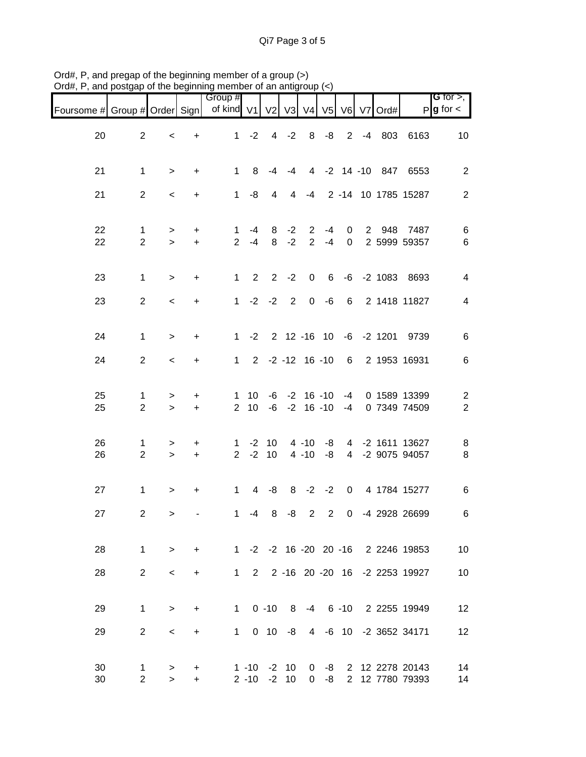Ord#, P, and pregap of the beginning member of a group (>)
Ord#, P, and postgap of the beginning member of an antigroup (<)

| Foursome # | Group # | Order | Sign | Group # of kind | V1 | V2 | V3 | V4 | V5 | V6 | V7 | Ord# | P | G for >, g for < |
|---|---|---|---|---|---|---|---|---|---|---|---|---|---|---|
| 20 | 2 | < | + | 1 | -2 | 4 | -2 | 8 | -8 | 2 | -4 | 803 | 6163 | 10 |
| 21 | 1 | > | + | 1 | 8 | -4 | -4 | 4 | -2 | 14 | -10 | 847 | 6553 | 2 |
| 21 | 2 | < | + | 1 | -8 | 4 | 4 | -4 | 2 | -14 | 10 | 1785 | 15287 | 2 |
| 22 | 1 | > | + | 1 | -4 | 8 | -2 | 2 | -4 | 0 | 2 | 948 | 7487 | 6 |
| 22 | 2 | > | + | 2 | -4 | 8 | -2 | 2 | -4 | 0 | 2 | 5999 | 59357 | 6 |
| 23 | 1 | > | + | 1 | 2 | 2 | -2 | 0 | 6 | -6 | -2 | 1083 | 8693 | 4 |
| 23 | 2 | < | + | 1 | -2 | -2 | 2 | 0 | -6 | 6 | 2 | 1418 | 11827 | 4 |
| 24 | 1 | > | + | 1 | -2 | 2 | 12 | -16 | 10 | -6 | -2 | 1201 | 9739 | 6 |
| 24 | 2 | < | + | 1 | 2 | -2 | -12 | 16 | -10 | 6 | 2 | 1953 | 16931 | 6 |
| 25 | 1 | > | + | 1 | 10 | -6 | -2 | 16 | -10 | -4 | 0 | 1589 | 13399 | 2 |
| 25 | 2 | > | + | 2 | 10 | -6 | -2 | 16 | -10 | -4 | 0 | 7349 | 74509 | 2 |
| 26 | 1 | > | + | 1 | -2 | 10 | 4 | -10 | -8 | 4 | -2 | 1611 | 13627 | 8 |
| 26 | 2 | > | + | 2 | -2 | 10 | 4 | -10 | -8 | 4 | -2 | 9075 | 94057 | 8 |
| 27 | 1 | > | + | 1 | 4 | -8 | 8 | -2 | -2 | 0 | 4 | 1784 | 15277 | 6 |
| 27 | 2 | > | - | 1 | -4 | 8 | -8 | 2 | 2 | 0 | -4 | 2928 | 26699 | 6 |
| 28 | 1 | > | + | 1 | -2 | -2 | 16 | -20 | 20 | -16 | 2 | 2246 | 19853 | 10 |
| 28 | 2 | < | + | 1 | 2 | 2 | -16 | 20 | -20 | 16 | -2 | 2253 | 19927 | 10 |
| 29 | 1 | > | + | 1 | 0 | -10 | 8 | -4 | 6 | -10 | 2 | 2255 | 19949 | 12 |
| 29 | 2 | < | + | 1 | 0 | 10 | -8 | 4 | -6 | 10 | -2 | 3652 | 34171 | 12 |
| 30 | 1 | > | + | 1 | -10 | -2 | 10 | 0 | -8 | 2 | 12 | 2278 | 20143 | 14 |
| 30 | 2 | > | + | 2 | -10 | -2 | 10 | 0 | -8 | 2 | 12 | 7780 | 79393 | 14 |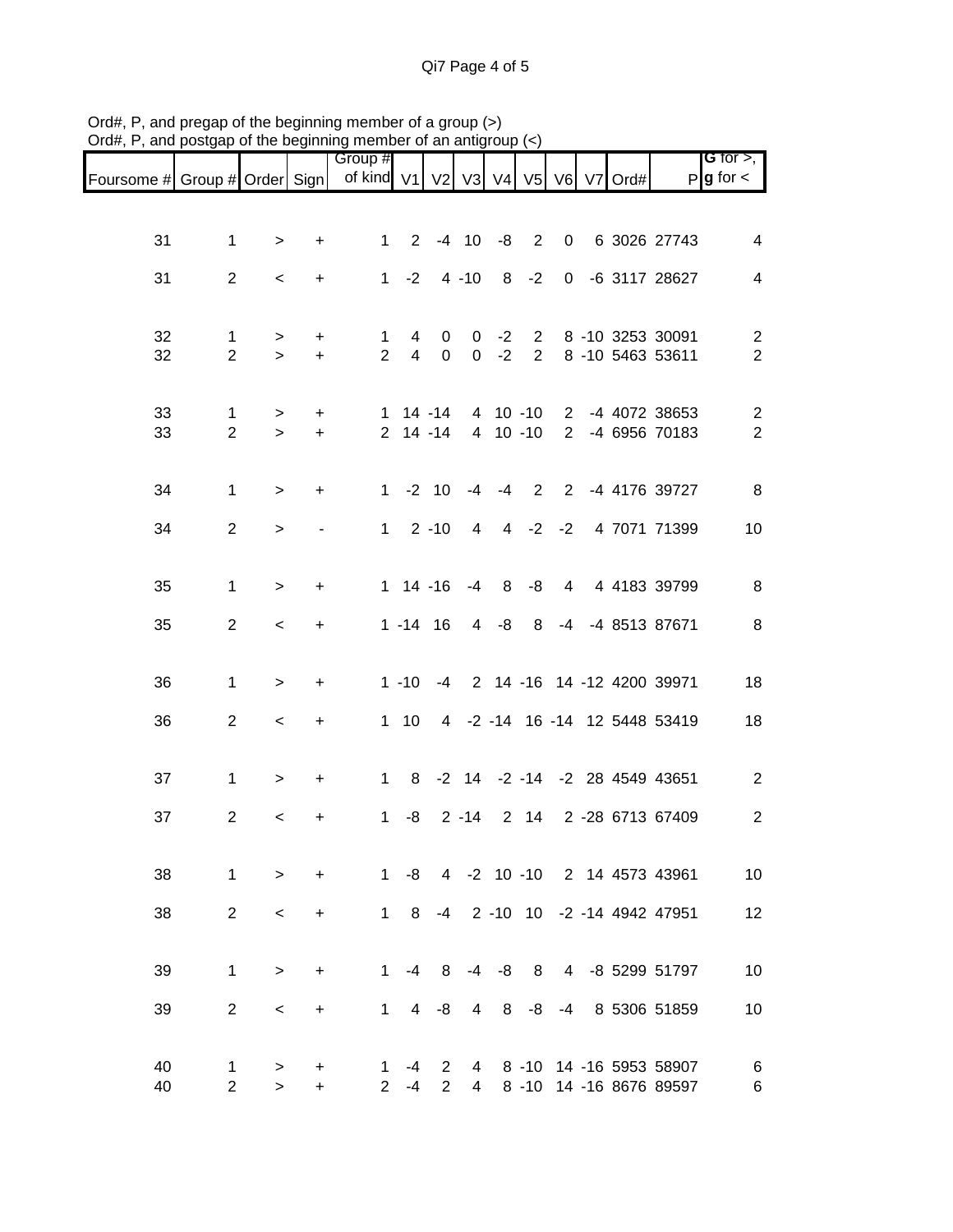Ord#, P, and pregap of the beginning member of a group (>)
Ord#, P, and postgap of the beginning member of an antigroup (<)

| Foursome # | Group # | Order | Sign | Group # of kind | V1 | V2 | V3 | V4 | V5 | V6 | V7 | Ord# | P | **G** for >, **g** for < |
|---|---|---|---|---|---|---|---|---|---|---|---|---|---|---|
| 31 | 1 | > | + | 1 | 2 | -4 | 10 | -8 | 2 | 0 | 6 | 3026 | 27743 | 4 |
| 31 | 2 | < | + | 1 | -2 | 4 | -10 | 8 | -2 | 0 | -6 | 3117 | 28627 | 4 |
| 32 | 1 | > | + | 1 | 4 | 0 | 0 | -2 | 2 | 8 | -10 | 3253 | 30091 | 2 |
| 32 | 2 | > | + | 2 | 4 | 0 | 0 | -2 | 2 | 8 | -10 | 5463 | 53611 | 2 |
| 33 | 1 | > | + | 1 | 14 | -14 | 4 | 10 | -10 | 2 | -4 | 4072 | 38653 | 2 |
| 33 | 2 | > | + | 2 | 14 | -14 | 4 | 10 | -10 | 2 | -4 | 6956 | 70183 | 2 |
| 34 | 1 | > | + | 1 | -2 | 10 | -4 | -4 | 2 | 2 | -4 | 4176 | 39727 | 8 |
| 34 | 2 | > | - | 1 | 2 | -10 | 4 | 4 | -2 | -2 | 4 | 7071 | 71399 | 10 |
| 35 | 1 | > | + | 1 | 14 | -16 | -4 | 8 | -8 | 4 | 4 | 4183 | 39799 | 8 |
| 35 | 2 | < | + | 1 | -14 | 16 | 4 | -8 | 8 | -4 | -4 | 8513 | 87671 | 8 |
| 36 | 1 | > | + | 1 | -10 | -4 | 2 | 14 | -16 | 14 | -12 | 4200 | 39971 | 18 |
| 36 | 2 | < | + | 1 | 10 | 4 | -2 | -14 | 16 | -14 | 12 | 5448 | 53419 | 18 |
| 37 | 1 | > | + | 1 | 8 | -2 | 14 | -2 | -14 | -2 | 28 | 4549 | 43651 | 2 |
| 37 | 2 | < | + | 1 | -8 | 2 | -14 | 2 | 14 | 2 | -28 | 6713 | 67409 | 2 |
| 38 | 1 | > | + | 1 | -8 | 4 | -2 | 10 | -10 | 2 | 14 | 4573 | 43961 | 10 |
| 38 | 2 | < | + | 1 | 8 | -4 | 2 | -10 | 10 | -2 | -14 | 4942 | 47951 | 12 |
| 39 | 1 | > | + | 1 | -4 | 8 | -4 | -8 | 8 | 4 | -8 | 5299 | 51797 | 10 |
| 39 | 2 | < | + | 1 | 4 | -8 | 4 | 8 | -8 | -4 | 8 | 5306 | 51859 | 10 |
| 40 | 1 | > | + | 1 | -4 | 2 | 4 | 8 | -10 | 14 | -16 | 5953 | 58907 | 6 |
| 40 | 2 | > | + | 2 | -4 | 2 | 4 | 8 | -10 | 14 | -16 | 8676 | 89597 | 6 |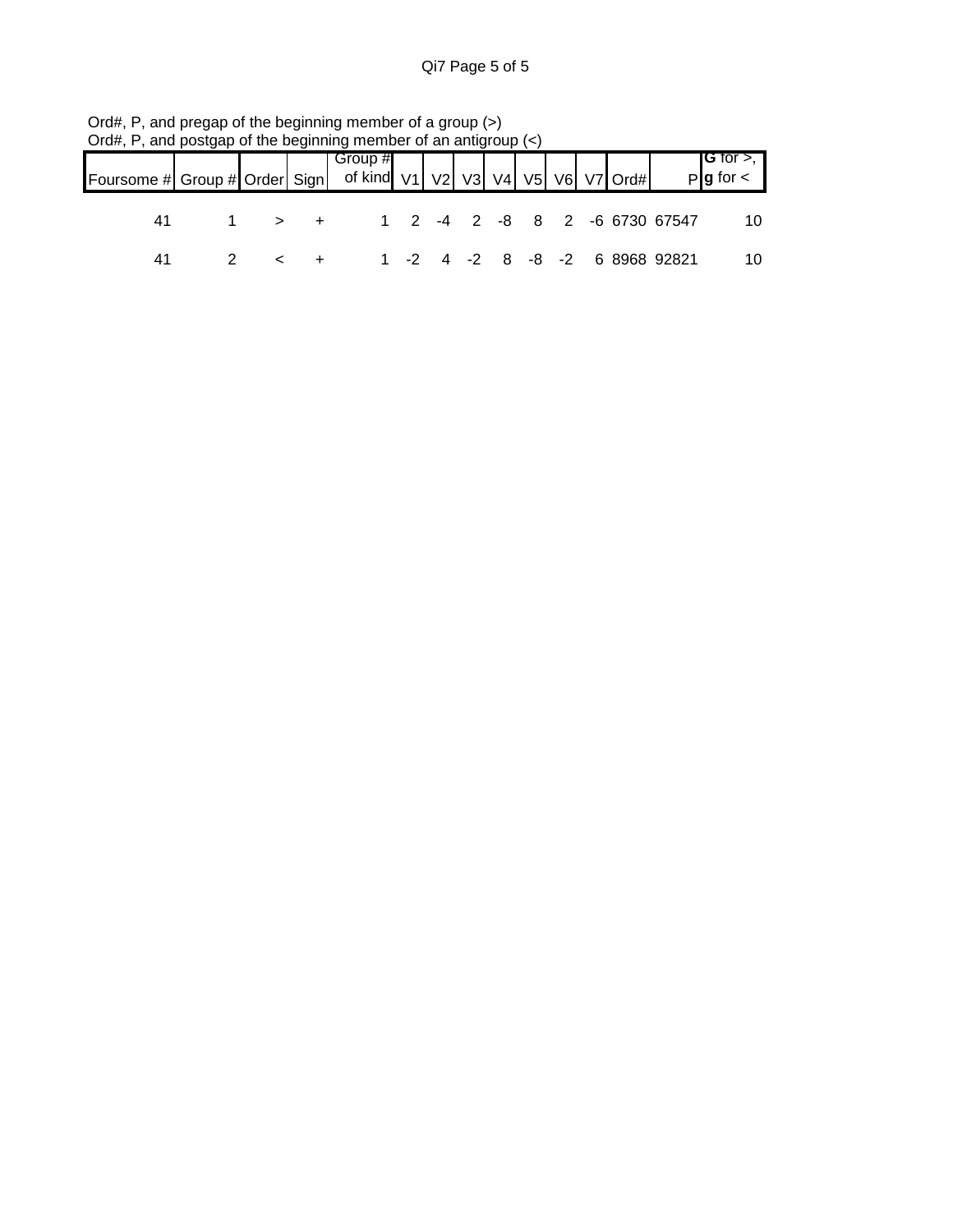Ord#, P, and pregap of the beginning member of a group (>)
Ord#, P, and postgap of the beginning member of an antigroup (<)

| Foursome # | Group # | Order | Sign | Group # of kind | V1 | V2 | V3 | V4 | V5 | V6 | V7 | Ord# | P | **G** for >, **g** for < |
|---|---|---|---|---|---|---|---|---|---|---|---|---|---|---|
| 41 | 1 | > | + | 1 | 2 | -4 | 2 | -8 | 8 | 2 | -6 | 6730 | 67547 | 10 |
| 41 | 2 | < | + | 1 | -2 | 4 | -2 | 8 | -8 | -2 | 6 | 8968 | 92821 | 10 |